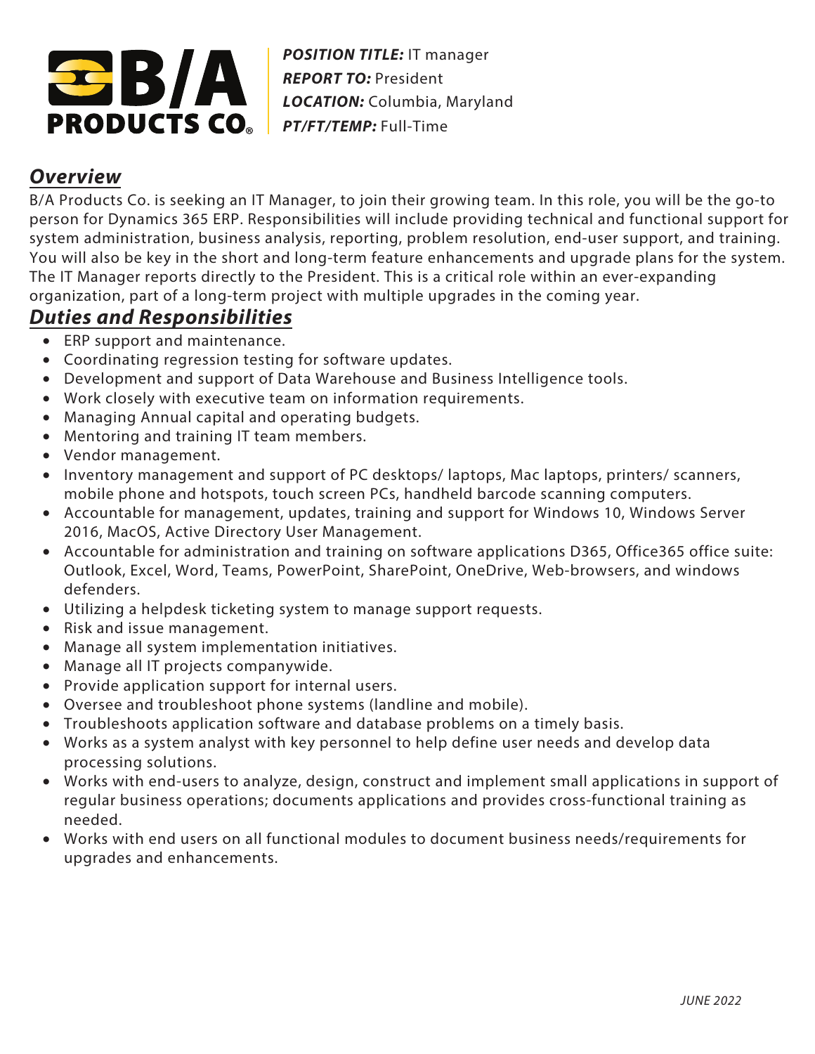**B/A PRODUCTS CO.®**

***POSITION TITLE:*** IT manager
***REPORT TO:*** President
***LOCATION:*** Columbia, Maryland
***PT/FT/TEMP:*** Full-Time

## ***Overview***

B/A Products Co. is seeking an IT Manager, to join their growing team. In this role, you will be the go-to person for Dynamics 365 ERP. Responsibilities will include providing technical and functional support for system administration, business analysis, reporting, problem resolution, end-user support, and training. You will also be key in the short and long-term feature enhancements and upgrade plans for the system. The IT Manager reports directly to the President. This is a critical role within an ever-expanding organization, part of a long-term project with multiple upgrades in the coming year.

## ***Duties and Responsibilities***

- ERP support and maintenance.
- Coordinating regression testing for software updates.
- Development and support of Data Warehouse and Business Intelligence tools.
- Work closely with executive team on information requirements.
- Managing Annual capital and operating budgets.
- Mentoring and training IT team members.
- Vendor management.
- Inventory management and support of PC desktops/ laptops, Mac laptops, printers/ scanners, mobile phone and hotspots, touch screen PCs, handheld barcode scanning computers.
- Accountable for management, updates, training and support for Windows 10, Windows Server 2016, MacOS, Active Directory User Management.
- Accountable for administration and training on software applications D365, Office365 office suite: Outlook, Excel, Word, Teams, PowerPoint, SharePoint, OneDrive, Web-browsers, and windows defenders.
- Utilizing a helpdesk ticketing system to manage support requests.
- Risk and issue management.
- Manage all system implementation initiatives.
- Manage all IT projects companywide.
- Provide application support for internal users.
- Oversee and troubleshoot phone systems (landline and mobile).
- Troubleshoots application software and database problems on a timely basis.
- Works as a system analyst with key personnel to help define user needs and develop data processing solutions.
- Works with end-users to analyze, design, construct and implement small applications in support of regular business operations; documents applications and provides cross-functional training as needed.
- Works with end users on all functional modules to document business needs/requirements for upgrades and enhancements.

*JUNE 2022*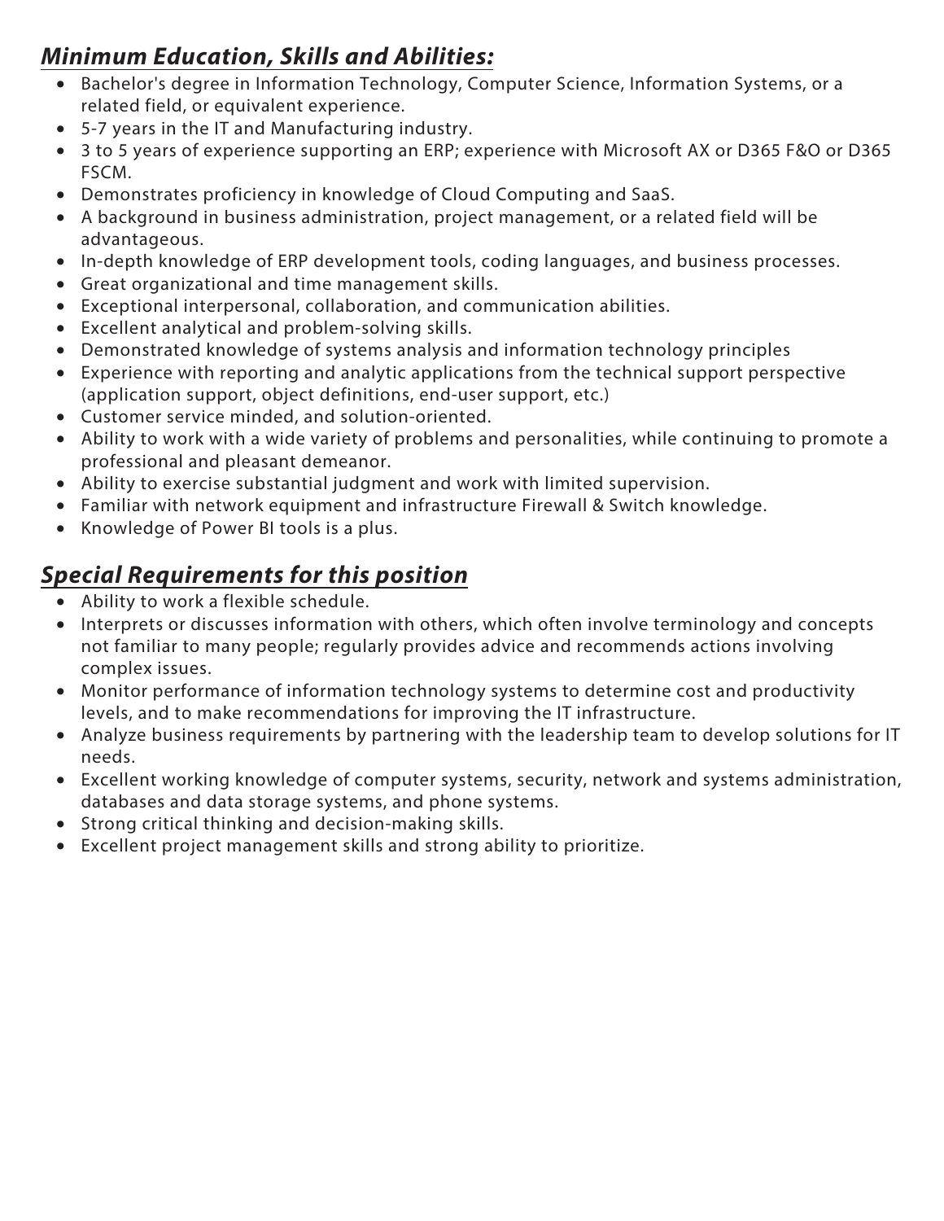## ***Minimum Education, Skills and Abilities:***

- Bachelor's degree in Information Technology, Computer Science, Information Systems, or a related field, or equivalent experience.
- 5-7 years in the IT and Manufacturing industry.
- 3 to 5 years of experience supporting an ERP; experience with Microsoft AX or D365 F&O or D365 FSCM.
- Demonstrates proficiency in knowledge of Cloud Computing and SaaS.
- A background in business administration, project management, or a related field will be advantageous.
- In-depth knowledge of ERP development tools, coding languages, and business processes.
- Great organizational and time management skills.
- Exceptional interpersonal, collaboration, and communication abilities.
- Excellent analytical and problem-solving skills.
- Demonstrated knowledge of systems analysis and information technology principles
- Experience with reporting and analytic applications from the technical support perspective (application support, object definitions, end-user support, etc.)
- Customer service minded, and solution-oriented.
- Ability to work with a wide variety of problems and personalities, while continuing to promote a professional and pleasant demeanor.
- Ability to exercise substantial judgment and work with limited supervision.
- Familiar with network equipment and infrastructure Firewall & Switch knowledge.
- Knowledge of Power BI tools is a plus.

## ***Special Requirements for this position***

- Ability to work a flexible schedule.
- Interprets or discusses information with others, which often involve terminology and concepts not familiar to many people; regularly provides advice and recommends actions involving complex issues.
- Monitor performance of information technology systems to determine cost and productivity levels, and to make recommendations for improving the IT infrastructure.
- Analyze business requirements by partnering with the leadership team to develop solutions for IT needs.
- Excellent working knowledge of computer systems, security, network and systems administration, databases and data storage systems, and phone systems.
- Strong critical thinking and decision-making skills.
- Excellent project management skills and strong ability to prioritize.